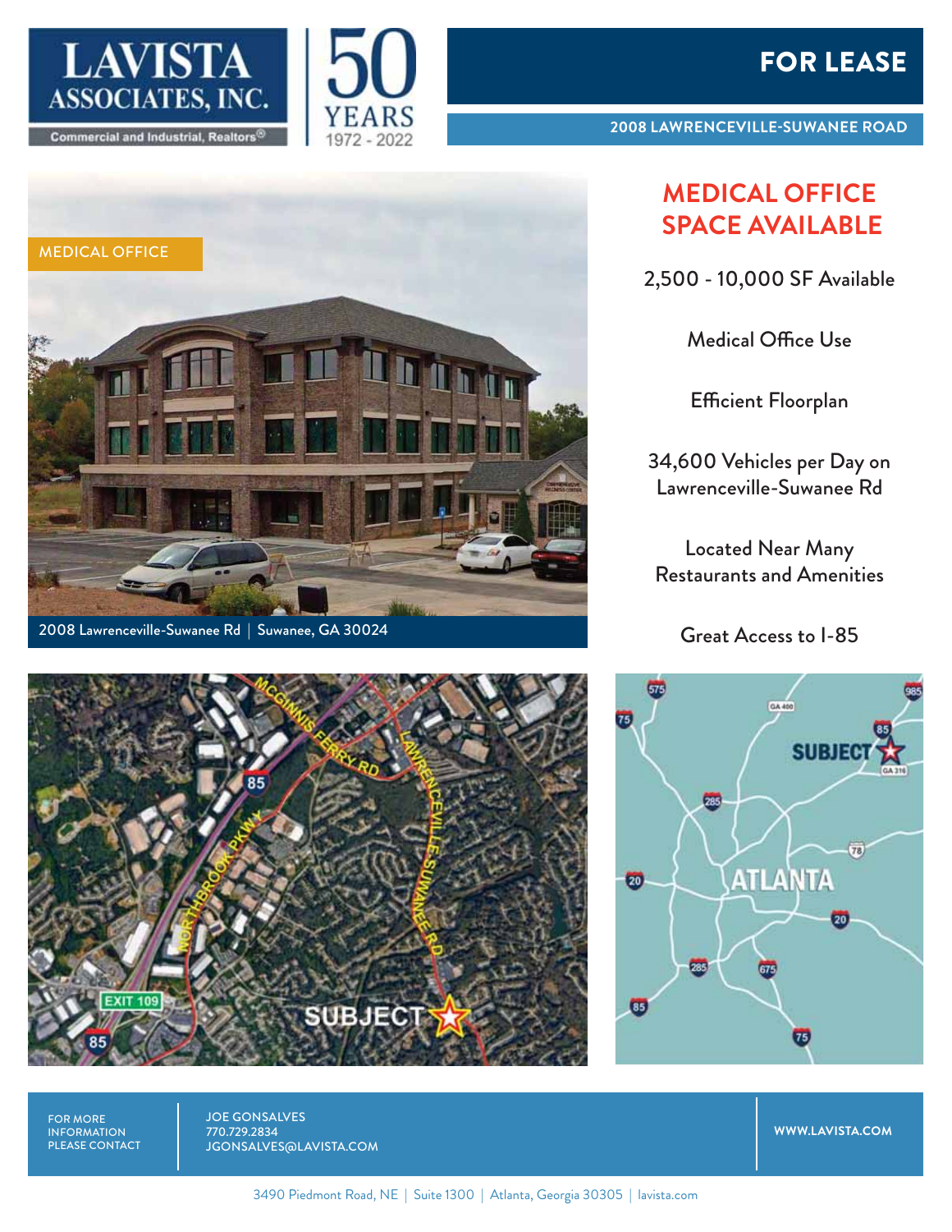LAVISTA ASSOCIATES, INC.

Commercial and Industrial, Realtors®

50 YEARS 1972 - 2022

# FOR LEASE

2008 LAWRENCEVILLE-SUWANEE ROAD

MEDICAL OFFICE

2008 Lawrenceville-Suwanee Rd | Suwanee, GA 30024

## MEDICAL OFFICE SPACE AVAILABLE

2,500 - 10,000 SF Available

Medical Office Use

Efficient Floorplan

34,600 Vehicles per Day on Lawrenceville-Suwanee Rd

Located Near Many Restaurants and Amenities

Great Access to I-85

FOR MORE INFORMATION PLEASE CONTACT

JOE GONSALVES
770.729.2834
JGONSALVES@LAVISTA.COM

WWW.LAVISTA.COM

3490 Piedmont Road, NE | Suite 1300 | Atlanta, Georgia 30305 | lavista.com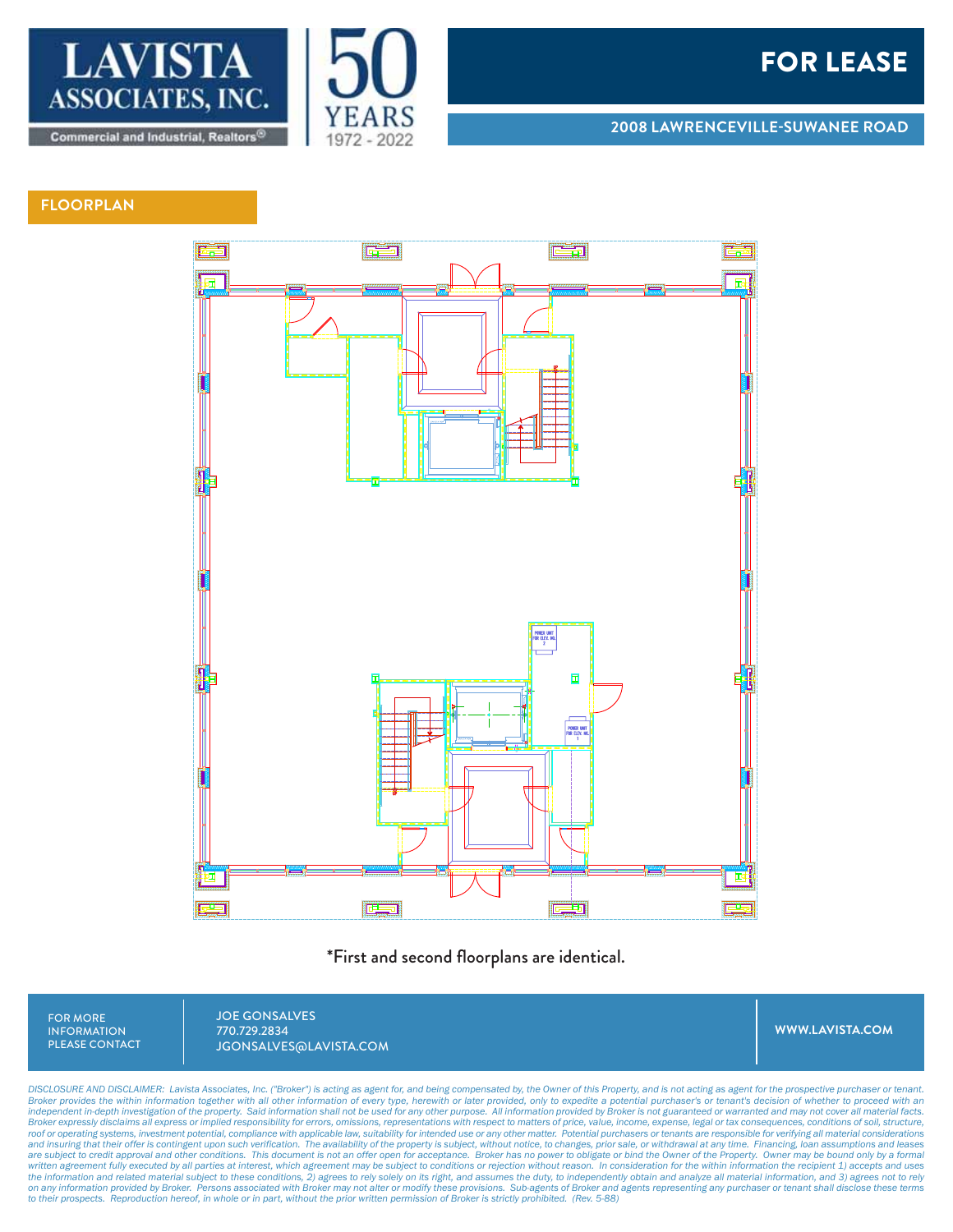LAVISTA ASSOCIATES, INC.

Commercial and Industrial, Realtors®

50 YEARS 1972 - 2022

# FOR LEASE

## 2008 LAWRENCEVILLE-SUWANEE ROAD

## FLOORPLAN

POWER UNIT FOR ELEV. NO. 2

POWER UNIT FOR ELEV. NO. 1

*First and second floorplans are identical.

FOR MORE INFORMATION PLEASE CONTACT

JOE GONSALVES
770.729.2834
JGONSALVES@LAVISTA.COM

WWW.LAVISTA.COM

*DISCLOSURE AND DISCLAIMER: Lavista Associates, Inc. ("Broker") is acting as agent for, and being compensated by, the Owner of this Property, and is not acting as agent for the prospective purchaser or tenant. Broker provides the within information together with all other information of every type, herewith or later provided, only to expedite a potential purchaser's or tenant's decision of whether to proceed with an independent in-depth investigation of the property. Said information shall not be used for any other purpose. All information provided by Broker is not guaranteed or warranted and may not cover all material facts. Broker expressly disclaims all express or implied responsibility for errors, omissions, representations with respect to matters of price, value, income, expense, legal or tax consequences, conditions of soil, structure, roof or operating systems, investment potential, compliance with applicable law, suitability for intended use or any other matter. Potential purchasers or tenants are responsible for verifying all material considerations and insuring that their offer is contingent upon such verification. The availability of the property is subject, without notice, to changes, prior sale, or withdrawal at any time. Financing, loan assumptions and leases are subject to credit approval and other conditions. This document is not an offer open for acceptance. Broker has no power to obligate or bind the Owner of the Property. Owner may be bound only by a formal written agreement fully executed by all parties at interest, which agreement may be subject to conditions or rejection without reason. In consideration for the within information the recipient 1) accepts and uses the information and related material subject to these conditions, 2) agrees to rely solely on its right, and assumes the duty, to independently obtain and analyze all material information, and 3) agrees not to rely on any information provided by Broker. Persons associated with Broker may not alter or modify these provisions. Sub-agents of Broker and agents representing any purchaser or tenant shall disclose these terms to their prospects. Reproduction hereof, in whole or in part, without the prior written permission of Broker is strictly prohibited. (Rev. 5-88)*